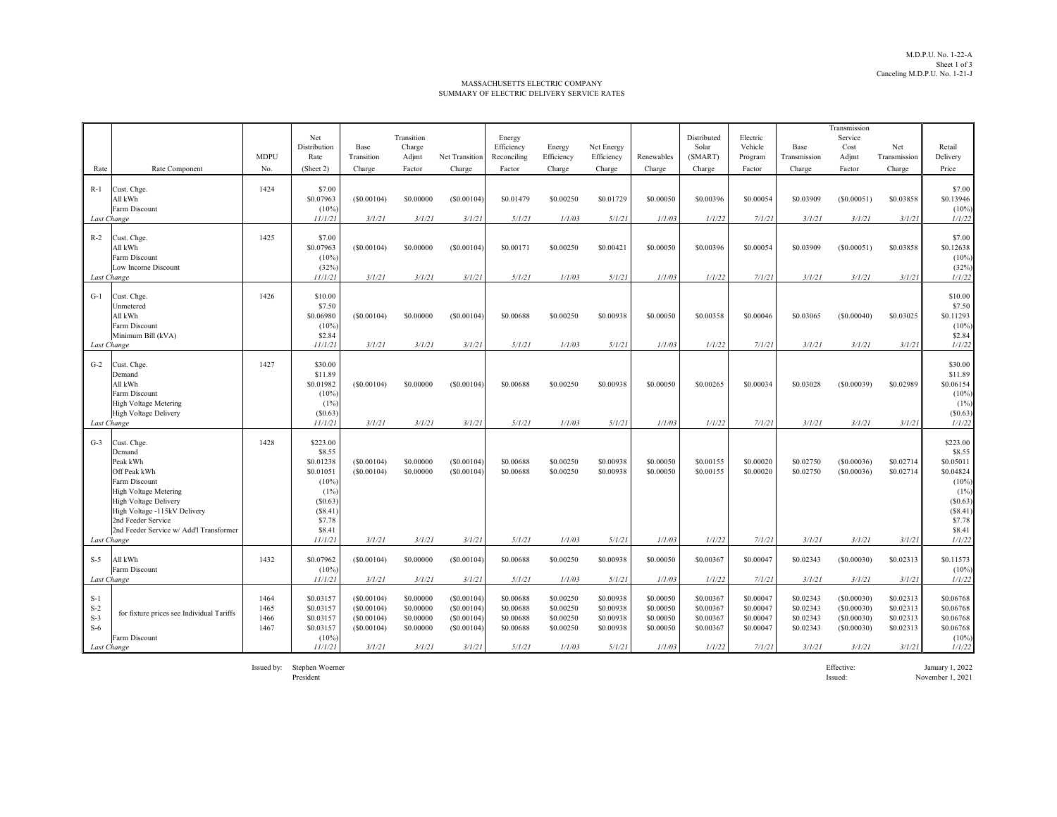M.D.P.U. No. 1-22-A
Sheet 1 of 3
Canceling M.D.P.U. No. 1-21-J

MASSACHUSETTS ELECTRIC COMPANY
SUMMARY OF ELECTRIC DELIVERY SERVICE RATES

| Rate | Rate Component | MDPU No. | Net Distribution Rate (Sheet 2) | Base Transition Charge | Transition Charge Adjmt Factor | Net Transition Charge | Energy Efficiency Reconciling Factor | Energy Efficiency Charge | Net Energy Efficiency Charge | Renewables Charge | Distributed Solar (SMART) Charge | Electric Vehicle Program Factor | Base Transmission Charge | Transmission Service Cost Adjmt Factor | Net Transmission Charge | Retail Delivery Price |
|---|---|---|---|---|---|---|---|---|---|---|---|---|---|---|---|---|
| R-1 | Cust. Chge. | 1424 | $7.00 | | | | | | | | | | | | | $7.00 |
| | All kWh | | $0.07963 | ($0.00104) | $0.00000 | ($0.00104) | $0.01479 | $0.00250 | $0.01729 | $0.00050 | $0.00396 | $0.00054 | $0.03909 | ($0.00051) | $0.03858 | $0.13946 |
| | Farm Discount | | (10%) | | | | | | | | | | | | | (10%) |
| *Last Change* | | | *11/1/21* | *3/1/21* | *3/1/21* | *3/1/21* | *5/1/21* | *1/1/03* | *5/1/21* | *1/1/03* | *1/1/22* | *7/1/21* | *3/1/21* | *3/1/21* | *3/1/21* | *1/1/22* |
| R-2 | Cust. Chge. | 1425 | $7.00 | | | | | | | | | | | | | $7.00 |
| | All kWh | | $0.07963 | ($0.00104) | $0.00000 | ($0.00104) | $0.00171 | $0.00250 | $0.00421 | $0.00050 | $0.00396 | $0.00054 | $0.03909 | ($0.00051) | $0.03858 | $0.12638 |
| | Farm Discount | | (10%) | | | | | | | | | | | | | (10%) |
| | Low Income Discount | | (32%) | | | | | | | | | | | | | (32%) |
| *Last Change* | | | *11/1/21* | *3/1/21* | *3/1/21* | *3/1/21* | *5/1/21* | *1/1/03* | *5/1/21* | *1/1/03* | *1/1/22* | *7/1/21* | *3/1/21* | *3/1/21* | *3/1/21* | *1/1/22* |
| G-1 | Cust. Chge. | 1426 | $10.00 | | | | | | | | | | | | | $10.00 |
| | Unmetered | | $7.50 | | | | | | | | | | | | | $7.50 |
| | All kWh | | $0.06980 | ($0.00104) | $0.00000 | ($0.00104) | $0.00688 | $0.00250 | $0.00938 | $0.00050 | $0.00358 | $0.00046 | $0.03065 | ($0.00040) | $0.03025 | $0.11293 |
| | Farm Discount | | (10%) | | | | | | | | | | | | | (10%) |
| | Minimum Bill (kVA) | | $2.84 | | | | | | | | | | | | | $2.84 |
| *Last Change* | | | *11/1/21* | *3/1/21* | *3/1/21* | *3/1/21* | *5/1/21* | *1/1/03* | *5/1/21* | *1/1/03* | *1/1/22* | *7/1/21* | *3/1/21* | *3/1/21* | *3/1/21* | *1/1/22* |
| G-2 | Cust. Chge. | 1427 | $30.00 | | | | | | | | | | | | | $30.00 |
| | Demand | | $11.89 | | | | | | | | | | | | | $11.89 |
| | All kWh | | $0.01982 | ($0.00104) | $0.00000 | ($0.00104) | $0.00688 | $0.00250 | $0.00938 | $0.00050 | $0.00265 | $0.00034 | $0.03028 | ($0.00039) | $0.02989 | $0.06154 |
| | Farm Discount | | (10%) | | | | | | | | | | | | | (10%) |
| | High Voltage Metering | | (1%) | | | | | | | | | | | | | (1%) |
| | High Voltage Delivery | | ($0.63) | | | | | | | | | | | | | ($0.63) |
| *Last Change* | | | *11/1/21* | *3/1/21* | *3/1/21* | *3/1/21* | *5/1/21* | *1/1/03* | *5/1/21* | *1/1/03* | *1/1/22* | *7/1/21* | *3/1/21* | *3/1/21* | *3/1/21* | *1/1/22* |
| G-3 | Cust. Chge. | 1428 | $223.00 | | | | | | | | | | | | | $223.00 |
| | Demand | | $8.55 | | | | | | | | | | | | | $8.55 |
| | Peak kWh | | $0.01238 | ($0.00104) | $0.00000 | ($0.00104) | $0.00688 | $0.00250 | $0.00938 | $0.00050 | $0.00155 | $0.00020 | $0.02750 | ($0.00036) | $0.02714 | $0.05011 |
| | Off Peak kWh | | $0.01051 | ($0.00104) | $0.00000 | ($0.00104) | $0.00688 | $0.00250 | $0.00938 | $0.00050 | $0.00155 | $0.00020 | $0.02750 | ($0.00036) | $0.02714 | $0.04824 |
| | Farm Discount | | (10%) | | | | | | | | | | | | | (10%) |
| | High Voltage Metering | | (1%) | | | | | | | | | | | | | (1%) |
| | High Voltage Delivery | | ($0.63) | | | | | | | | | | | | | ($0.63) |
| | High Voltage -115kV Delivery | | ($8.41) | | | | | | | | | | | | | ($8.41) |
| | 2nd Feeder Service | | $7.78 | | | | | | | | | | | | | $7.78 |
| | 2nd Feeder Service w/ Add'l Transformer | | $8.41 | | | | | | | | | | | | | $8.41 |
| *Last Change* | | | *11/1/21* | *3/1/21* | *3/1/21* | *3/1/21* | *5/1/21* | *1/1/03* | *5/1/21* | *1/1/03* | *1/1/22* | *7/1/21* | *3/1/21* | *3/1/21* | *3/1/21* | *1/1/22* |
| S-5 | All kWh | 1432 | $0.07962 | ($0.00104) | $0.00000 | ($0.00104) | $0.00688 | $0.00250 | $0.00938 | $0.00050 | $0.00367 | $0.00047 | $0.02343 | ($0.00030) | $0.02313 | $0.11573 |
| | Farm Discount | | (10%) | | | | | | | | | | | | | (10%) |
| *Last Change* | | | *11/1/21* | *3/1/21* | *3/1/21* | *3/1/21* | *5/1/21* | *1/1/03* | *5/1/21* | *1/1/03* | *1/1/22* | *7/1/21* | *3/1/21* | *3/1/21* | *3/1/21* | *1/1/22* |
| S-1 | for fixture prices see Individual Tariffs | 1464 | $0.03157 | ($0.00104) | $0.00000 | ($0.00104) | $0.00688 | $0.00250 | $0.00938 | $0.00050 | $0.00367 | $0.00047 | $0.02343 | ($0.00030) | $0.02313 | $0.06768 |
| S-2 | | 1465 | $0.03157 | ($0.00104) | $0.00000 | ($0.00104) | $0.00688 | $0.00250 | $0.00938 | $0.00050 | $0.00367 | $0.00047 | $0.02343 | ($0.00030) | $0.02313 | $0.06768 |
| S-3 | | 1466 | $0.03157 | ($0.00104) | $0.00000 | ($0.00104) | $0.00688 | $0.00250 | $0.00938 | $0.00050 | $0.00367 | $0.00047 | $0.02343 | ($0.00030) | $0.02313 | $0.06768 |
| S-6 | | 1467 | $0.03157 | ($0.00104) | $0.00000 | ($0.00104) | $0.00688 | $0.00250 | $0.00938 | $0.00050 | $0.00367 | $0.00047 | $0.02343 | ($0.00030) | $0.02313 | $0.06768 |
| | Farm Discount | | (10%) | | | | | | | | | | | | | (10%) |
| *Last Change* | | | *11/1/21* | *3/1/21* | *3/1/21* | *3/1/21* | *5/1/21* | *1/1/03* | *5/1/21* | *1/1/03* | *1/1/22* | *7/1/21* | *3/1/21* | *3/1/21* | *3/1/21* | *1/1/22* |

Issued by: Stephen Woerner
President

Effective: January 1, 2022
Issued: November 1, 2021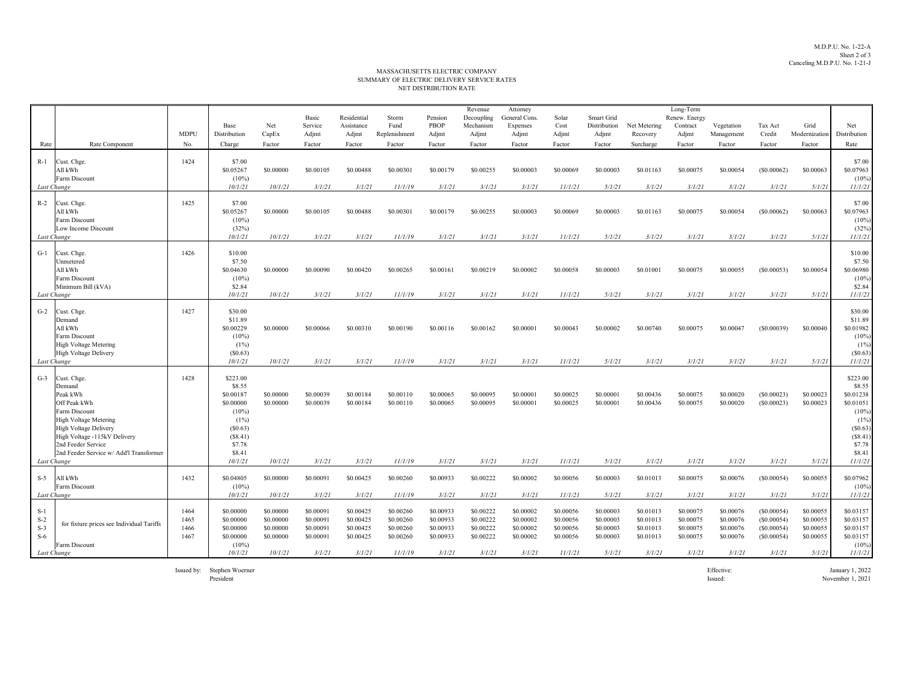M.D.P.U. No. 1-22-A
Sheet 2 of 3
Canceling M.D.P.U. No. 1-21-J

MASSACHUSETTS ELECTRIC COMPANY
SUMMARY OF ELECTRIC DELIVERY SERVICE RATES
NET DISTRIBUTION RATE

| Rate | Rate Component | MDPU No. | Base Distribution Charge | Net CapEx Factor | Basic Service Adjmt Factor | Residential Assistance Adjmt Factor | Storm Fund Replenishment Factor | Pension PBOP Adjmt Factor | Revenue Decoupling Mechanism Adjmt Factor | Attorney General Cons. Expenses Adjmt Factor | Solar Cost Adjmt Factor | Smart Grid Distribution Adjmt Factor | Net Metering Recovery Surcharge | Long-Term Renew. Energy Contract Adjmt Factor | Vegetation Management Factor | Tax Act Credit Factor | Grid Modernization Factor | Net Distribution Rate |
|---|---|---|---|---|---|---|---|---|---|---|---|---|---|---|---|---|---|---|
| R-1 | Cust. Chge. | 1424 | $7.00 | | | | | | | | | | | | | | | $7.00 |
| | All kWh | | $0.05267 | $0.00000 | $0.00105 | $0.00488 | $0.00301 | $0.00179 | $0.00255 | $0.00003 | $0.00069 | $0.00003 | $0.01163 | $0.00075 | $0.00054 | ($0.00062) | $0.00063 | $0.07963 |
| | Farm Discount | | (10%) | | | | | | | | | | | | | | | (10%) |
| *Last Change* | | | *10/1/21* | *10/1/21* | *3/1/21* | *3/1/21* | *11/1/19* | *3/1/21* | *3/1/21* | *3/1/21* | *11/1/21* | *5/1/21* | *3/1/21* | *3/1/21* | *3/1/21* | *3/1/21* | *5/1/21* | *11/1/21* |
| R-2 | Cust. Chge. | 1425 | $7.00 | | | | | | | | | | | | | | | $7.00 |
| | All kWh | | $0.05267 | $0.00000 | $0.00105 | $0.00488 | $0.00301 | $0.00179 | $0.00255 | $0.00003 | $0.00069 | $0.00003 | $0.01163 | $0.00075 | $0.00054 | ($0.00062) | $0.00063 | $0.07963 |
| | Farm Discount | | (10%) | | | | | | | | | | | | | | | (10%) |
| | Low Income Discount | | (32%) | | | | | | | | | | | | | | | (32%) |
| *Last Change* | | | *10/1/21* | *10/1/21* | *3/1/21* | *3/1/21* | *11/1/19* | *3/1/21* | *3/1/21* | *3/1/21* | *11/1/21* | *5/1/21* | *3/1/21* | *3/1/21* | *3/1/21* | *3/1/21* | *5/1/21* | *11/1/21* |
| G-1 | Cust. Chge. | 1426 | $10.00 | | | | | | | | | | | | | | | $10.00 |
| | Unmetered | | $7.50 | | | | | | | | | | | | | | | $7.50 |
| | All kWh | | $0.04630 | $0.00000 | $0.00090 | $0.00420 | $0.00265 | $0.00161 | $0.00219 | $0.00002 | $0.00058 | $0.00003 | $0.01001 | $0.00075 | $0.00055 | ($0.00053) | $0.00054 | $0.06980 |
| | Farm Discount | | (10%) | | | | | | | | | | | | | | | (10%) |
| | Minimum Bill (kVA) | | $2.84 | | | | | | | | | | | | | | | $2.84 |
| *Last Change* | | | *10/1/21* | *10/1/21* | *3/1/21* | *3/1/21* | *11/1/19* | *3/1/21* | *3/1/21* | *3/1/21* | *11/1/21* | *5/1/21* | *3/1/21* | *3/1/21* | *3/1/21* | *3/1/21* | *5/1/21* | *11/1/21* |
| G-2 | Cust. Chge. | 1427 | $30.00 | | | | | | | | | | | | | | | $30.00 |
| | Demand | | $11.89 | | | | | | | | | | | | | | | $11.89 |
| | All kWh | | $0.00229 | $0.00000 | $0.00066 | $0.00310 | $0.00190 | $0.00116 | $0.00162 | $0.00001 | $0.00043 | $0.00002 | $0.00740 | $0.00075 | $0.00047 | ($0.00039) | $0.00040 | $0.01982 |
| | Farm Discount | | (10%) | | | | | | | | | | | | | | | (10%) |
| | High Voltage Metering | | (1%) | | | | | | | | | | | | | | | (1%) |
| | High Voltage Delivery | | ($0.63) | | | | | | | | | | | | | | | ($0.63) |
| *Last Change* | | | *10/1/21* | *10/1/21* | *3/1/21* | *3/1/21* | *11/1/19* | *3/1/21* | *3/1/21* | *3/1/21* | *11/1/21* | *5/1/21* | *3/1/21* | *3/1/21* | *3/1/21* | *3/1/21* | *5/1/21* | *11/1/21* |
| G-3 | Cust. Chge. | 1428 | $223.00 | | | | | | | | | | | | | | | $223.00 |
| | Demand | | $8.55 | | | | | | | | | | | | | | | $8.55 |
| | Peak kWh | | $0.00187 | $0.00000 | $0.00039 | $0.00184 | $0.00110 | $0.00065 | $0.00095 | $0.00001 | $0.00025 | $0.00001 | $0.00436 | $0.00075 | $0.00020 | ($0.00023) | $0.00023 | $0.01238 |
| | Off Peak kWh | | $0.00000 | $0.00000 | $0.00039 | $0.00184 | $0.00110 | $0.00065 | $0.00095 | $0.00001 | $0.00025 | $0.00001 | $0.00436 | $0.00075 | $0.00020 | ($0.00023) | $0.00023 | $0.01051 |
| | Farm Discount | | (10%) | | | | | | | | | | | | | | | (10%) |
| | High Voltage Metering | | (1%) | | | | | | | | | | | | | | | (1%) |
| | High Voltage Delivery | | ($0.63) | | | | | | | | | | | | | | | ($0.63) |
| | High Voltage -115kV Delivery | | ($8.41) | | | | | | | | | | | | | | | ($8.41) |
| | 2nd Feeder Service | | $7.78 | | | | | | | | | | | | | | | $7.78 |
| | 2nd Feeder Service w/ Add'l Transformer | | $8.41 | | | | | | | | | | | | | | | $8.41 |
| *Last Change* | | | *10/1/21* | *10/1/21* | *3/1/21* | *3/1/21* | *11/1/19* | *3/1/21* | *3/1/21* | *3/1/21* | *11/1/21* | *5/1/21* | *3/1/21* | *3/1/21* | *3/1/21* | *3/1/21* | *5/1/21* | *11/1/21* |
| S-5 | All kWh | 1432 | $0.04805 | $0.00000 | $0.00091 | $0.00425 | $0.00260 | $0.00933 | $0.00222 | $0.00002 | $0.00056 | $0.00003 | $0.01013 | $0.00075 | $0.00076 | ($0.00054) | $0.00055 | $0.07962 |
| | Farm Discount | | (10%) | | | | | | | | | | | | | | | (10%) |
| *Last Change* | | | *10/1/21* | *10/1/21* | *3/1/21* | *3/1/21* | *11/1/19* | *3/1/21* | *3/1/21* | *3/1/21* | *11/1/21* | *5/1/21* | *3/1/21* | *3/1/21* | *3/1/21* | *3/1/21* | *5/1/21* | *11/1/21* |
| S-1 | for fixture prices see Individual Tariffs | 1464 | $0.00000 | $0.00000 | $0.00091 | $0.00425 | $0.00260 | $0.00933 | $0.00222 | $0.00002 | $0.00056 | $0.00003 | $0.01013 | $0.00075 | $0.00076 | ($0.00054) | $0.00055 | $0.03157 |
| S-2 | | 1465 | $0.00000 | $0.00000 | $0.00091 | $0.00425 | $0.00260 | $0.00933 | $0.00222 | $0.00002 | $0.00056 | $0.00003 | $0.01013 | $0.00075 | $0.00076 | ($0.00054) | $0.00055 | $0.03157 |
| S-3 | | 1466 | $0.00000 | $0.00000 | $0.00091 | $0.00425 | $0.00260 | $0.00933 | $0.00222 | $0.00002 | $0.00056 | $0.00003 | $0.01013 | $0.00075 | $0.00076 | ($0.00054) | $0.00055 | $0.03157 |
| S-6 | | 1467 | $0.00000 | $0.00000 | $0.00091 | $0.00425 | $0.00260 | $0.00933 | $0.00222 | $0.00002 | $0.00056 | $0.00003 | $0.01013 | $0.00075 | $0.00076 | ($0.00054) | $0.00055 | $0.03157 |
| | Farm Discount | | (10%) | | | | | | | | | | | | | | | (10%) |
| *Last Change* | | | *10/1/21* | *10/1/21* | *3/1/21* | *3/1/21* | *11/1/19* | *3/1/21* | *3/1/21* | *3/1/21* | *11/1/21* | *5/1/21* | *3/1/21* | *3/1/21* | *3/1/21* | *3/1/21* | *5/1/21* | *11/1/21* |

Issued by: Stephen Woerner
President

Effective: January 1, 2022
Issued: November 1, 2021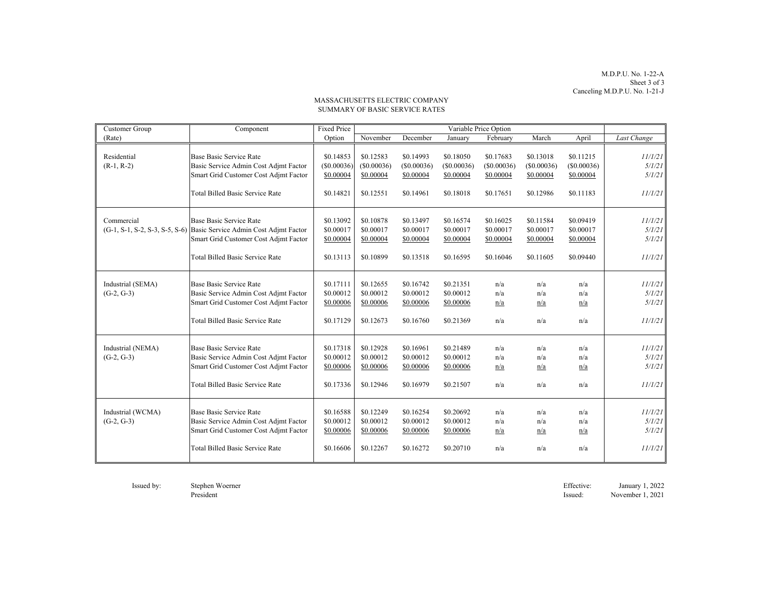M.D.P.U. No. 1-22-A
Sheet 3 of 3
Canceling M.D.P.U. No. 1-21-J

MASSACHUSETTS ELECTRIC COMPANY
SUMMARY OF BASIC SERVICE RATES

| Customer Group (Rate) | Component | Fixed Price Option | Variable Price Option November | December | January | February | March | April | *Last Change* |
|---|---|---|---|---|---|---|---|---|---|
| Residential (R-1, R-2) | Base Basic Service Rate | \$0.14853 | \$0.12583 | \$0.14993 | \$0.18050 | \$0.17683 | \$0.13018 | \$0.11215 | *11/1/21* |
| | Basic Service Admin Cost Adjmt Factor | (\$0.00036) | (\$0.00036) | (\$0.00036) | (\$0.00036) | (\$0.00036) | (\$0.00036) | (\$0.00036) | *5/1/21* |
| | Smart Grid Customer Cost Adjmt Factor | \$0.00004 | \$0.00004 | \$0.00004 | \$0.00004 | \$0.00004 | \$0.00004 | \$0.00004 | *5/1/21* |
| | Total Billed Basic Service Rate | \$0.14821 | \$0.12551 | \$0.14961 | \$0.18018 | \$0.17651 | \$0.12986 | \$0.11183 | *11/1/21* |
| Commercial (G-1, S-1, S-2, S-3, S-5, S-6) | Base Basic Service Rate | \$0.13092 | \$0.10878 | \$0.13497 | \$0.16574 | \$0.16025 | \$0.11584 | \$0.09419 | *11/1/21* |
| | Basic Service Admin Cost Adjmt Factor | \$0.00017 | \$0.00017 | \$0.00017 | \$0.00017 | \$0.00017 | \$0.00017 | \$0.00017 | *5/1/21* |
| | Smart Grid Customer Cost Adjmt Factor | \$0.00004 | \$0.00004 | \$0.00004 | \$0.00004 | \$0.00004 | \$0.00004 | \$0.00004 | *5/1/21* |
| | Total Billed Basic Service Rate | \$0.13113 | \$0.10899 | \$0.13518 | \$0.16595 | \$0.16046 | \$0.11605 | \$0.09440 | *11/1/21* |
| Industrial (SEMA) (G-2, G-3) | Base Basic Service Rate | \$0.17111 | \$0.12655 | \$0.16742 | \$0.21351 | n/a | n/a | n/a | *11/1/21* |
| | Basic Service Admin Cost Adjmt Factor | \$0.00012 | \$0.00012 | \$0.00012 | \$0.00012 | n/a | n/a | n/a | *5/1/21* |
| | Smart Grid Customer Cost Adjmt Factor | \$0.00006 | \$0.00006 | \$0.00006 | \$0.00006 | n/a | n/a | n/a | *5/1/21* |
| | Total Billed Basic Service Rate | \$0.17129 | \$0.12673 | \$0.16760 | \$0.21369 | n/a | n/a | n/a | *11/1/21* |
| Industrial (NEMA) (G-2, G-3) | Base Basic Service Rate | \$0.17318 | \$0.12928 | \$0.16961 | \$0.21489 | n/a | n/a | n/a | *11/1/21* |
| | Basic Service Admin Cost Adjmt Factor | \$0.00012 | \$0.00012 | \$0.00012 | \$0.00012 | n/a | n/a | n/a | *5/1/21* |
| | Smart Grid Customer Cost Adjmt Factor | \$0.00006 | \$0.00006 | \$0.00006 | \$0.00006 | n/a | n/a | n/a | *5/1/21* |
| | Total Billed Basic Service Rate | \$0.17336 | \$0.12946 | \$0.16979 | \$0.21507 | n/a | n/a | n/a | *11/1/21* |
| Industrial (WCMA) (G-2, G-3) | Base Basic Service Rate | \$0.16588 | \$0.12249 | \$0.16254 | \$0.20692 | n/a | n/a | n/a | *11/1/21* |
| | Basic Service Admin Cost Adjmt Factor | \$0.00012 | \$0.00012 | \$0.00012 | \$0.00012 | n/a | n/a | n/a | *5/1/21* |
| | Smart Grid Customer Cost Adjmt Factor | \$0.00006 | \$0.00006 | \$0.00006 | \$0.00006 | n/a | n/a | n/a | *5/1/21* |
| | Total Billed Basic Service Rate | \$0.16606 | \$0.12267 | \$0.16272 | \$0.20710 | n/a | n/a | n/a | *11/1/21* |

Issued by: Stephen Woerner
President

Effective: January 1, 2022
Issued: November 1, 2021